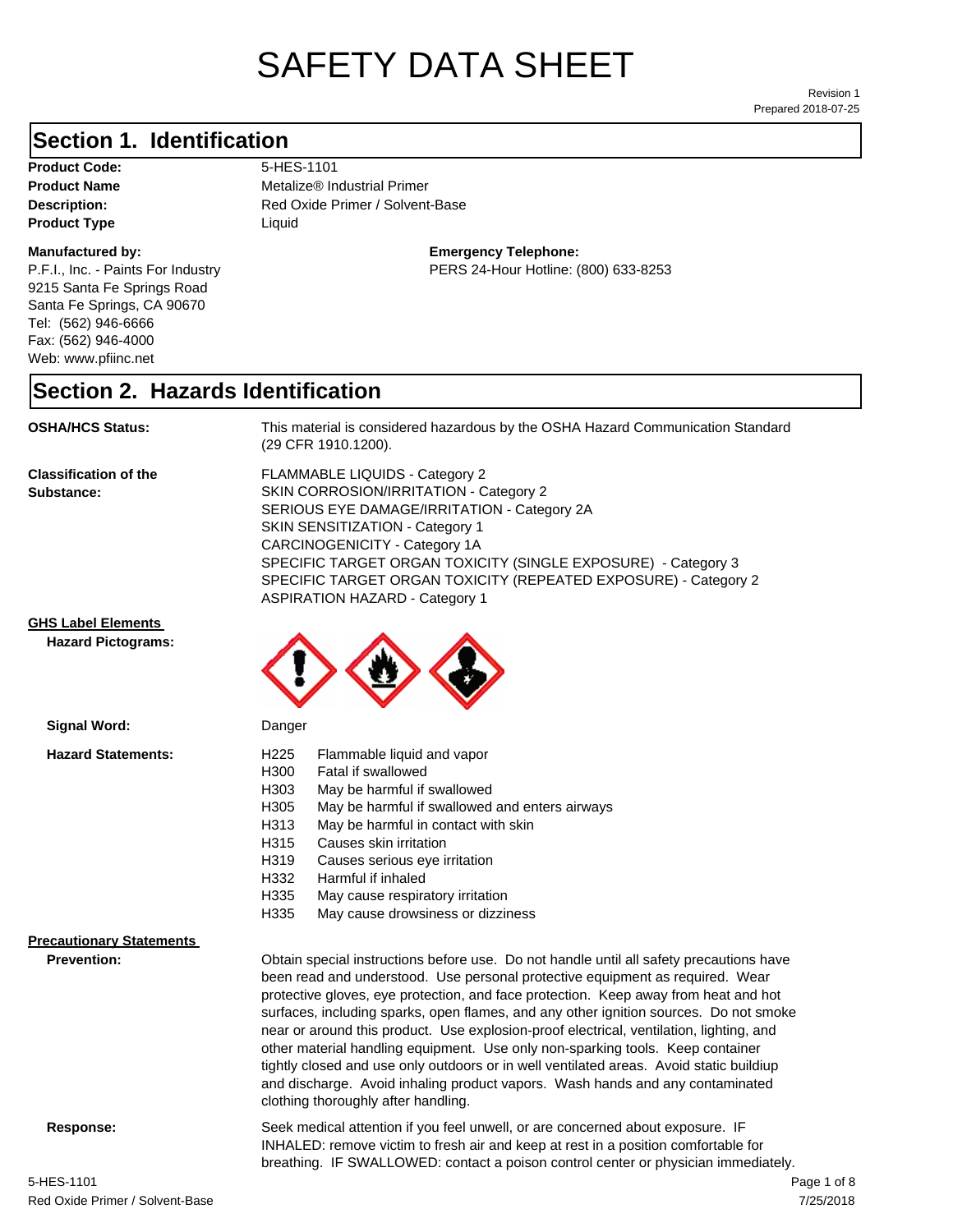# SAFETY DATA SHEET

Revision 1
Prepared 2018-07-25

## Section 1. Identification

**Product Code:** 5-HES-1101
**Product Name** Metalize® Industrial Primer
**Description:** Red Oxide Primer / Solvent-Base
**Product Type** Liquid

**Manufactured by:**
P.F.I., Inc. - Paints For Industry
9215 Santa Fe Springs Road
Santa Fe Springs, CA 90670
Tel: (562) 946-6666
Fax: (562) 946-4000
Web: www.pfiinc.net

**Emergency Telephone:**
PERS 24-Hour Hotline: (800) 633-8253

## Section 2. Hazards Identification

**OSHA/HCS Status:** This material is considered hazardous by the OSHA Hazard Communication Standard (29 CFR 1910.1200).

**Classification of the Substance:**
FLAMMABLE LIQUIDS - Category 2
SKIN CORROSION/IRRITATION - Category 2
SERIOUS EYE DAMAGE/IRRITATION - Category 2A
SKIN SENSITIZATION - Category 1
CARCINOGENICITY - Category 1A
SPECIFIC TARGET ORGAN TOXICITY (SINGLE EXPOSURE) - Category 3
SPECIFIC TARGET ORGAN TOXICITY (REPEATED EXPOSURE) - Category 2
ASPIRATION HAZARD - Category 1

**GHS Label Elements**

**Hazard Pictograms:**

**Signal Word:** Danger

**Hazard Statements:**

| | |
|---|---|
| H225 | Flammable liquid and vapor |
| H300 | Fatal if swallowed |
| H303 | May be harmful if swallowed |
| H305 | May be harmful if swallowed and enters airways |
| H313 | May be harmful in contact with skin |
| H315 | Causes skin irritation |
| H319 | Causes serious eye irritation |
| H332 | Harmful if inhaled |
| H335 | May cause respiratory irritation |
| H335 | May cause drowsiness or dizziness |

**Precautionary Statements**

**Prevention:** Obtain special instructions before use. Do not handle until all safety precautions have been read and understood. Use personal protective equipment as required. Wear protective gloves, eye protection, and face protection. Keep away from heat and hot surfaces, including sparks, open flames, and any other ignition sources. Do not smoke near or around this product. Use explosion-proof electrical, ventilation, lighting, and other material handling equipment. Use only non-sparking tools. Keep container tightly closed and use only outdoors or in well ventilated areas. Avoid static buildiup and discharge. Avoid inhaling product vapors. Wash hands and any contaminated clothing thoroughly after handling.

**Response:** Seek medical attention if you feel unwell, or are concerned about exposure. IF INHALED: remove victim to fresh air and keep at rest in a position comfortable for breathing. IF SWALLOWED: contact a poison control center or physician immediately.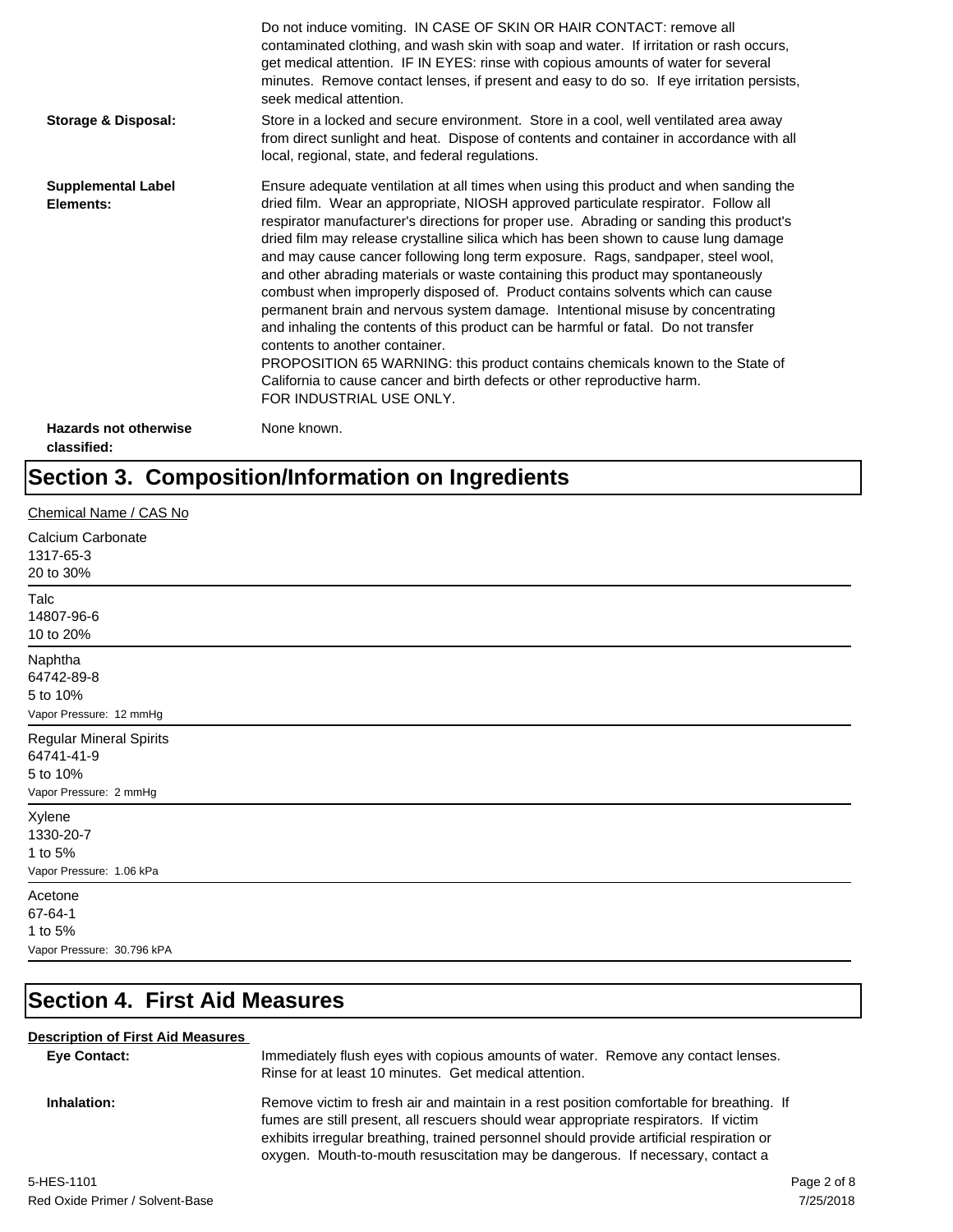Do not induce vomiting. IN CASE OF SKIN OR HAIR CONTACT: remove all contaminated clothing, and wash skin with soap and water. If irritation or rash occurs, get medical attention. IF IN EYES: rinse with copious amounts of water for several minutes. Remove contact lenses, if present and easy to do so. If eye irritation persists, seek medical attention.

**Storage & Disposal:** Store in a locked and secure environment. Store in a cool, well ventilated area away from direct sunlight and heat. Dispose of contents and container in accordance with all local, regional, state, and federal regulations.

**Supplemental Label Elements:** Ensure adequate ventilation at all times when using this product and when sanding the dried film. Wear an appropriate, NIOSH approved particulate respirator. Follow all respirator manufacturer's directions for proper use. Abrading or sanding this product's dried film may release crystalline silica which has been shown to cause lung damage and may cause cancer following long term exposure. Rags, sandpaper, steel wool, and other abrading materials or waste containing this product may spontaneously combust when improperly disposed of. Product contains solvents which can cause permanent brain and nervous system damage. Intentional misuse by concentrating and inhaling the contents of this product can be harmful or fatal. Do not transfer contents to another container.
PROPOSITION 65 WARNING: this product contains chemicals known to the State of California to cause cancer and birth defects or other reproductive harm.
FOR INDUSTRIAL USE ONLY.

**Hazards not otherwise classified:** None known.

# Section 3. Composition/Information on Ingredients

Chemical Name / CAS No

Calcium Carbonate
1317-65-3
20 to 30%

---

Talc
14807-96-6
10 to 20%

---

Naphtha
64742-89-8
5 to 10%
Vapor Pressure: 12 mmHg

---

Regular Mineral Spirits
64741-41-9
5 to 10%
Vapor Pressure: 2 mmHg

---

Xylene
1330-20-7
1 to 5%
Vapor Pressure: 1.06 kPa

---

Acetone
67-64-1
1 to 5%
Vapor Pressure: 30.796 kPA

---

# Section 4. First Aid Measures

**Description of First Aid Measures**

**Eye Contact:** Immediately flush eyes with copious amounts of water. Remove any contact lenses. Rinse for at least 10 minutes. Get medical attention.

**Inhalation:** Remove victim to fresh air and maintain in a rest position comfortable for breathing. If fumes are still present, all rescuers should wear appropriate respirators. If victim exhibits irregular breathing, trained personnel should provide artificial respiration or oxygen. Mouth-to-mouth resuscitation may be dangerous. If necessary, contact a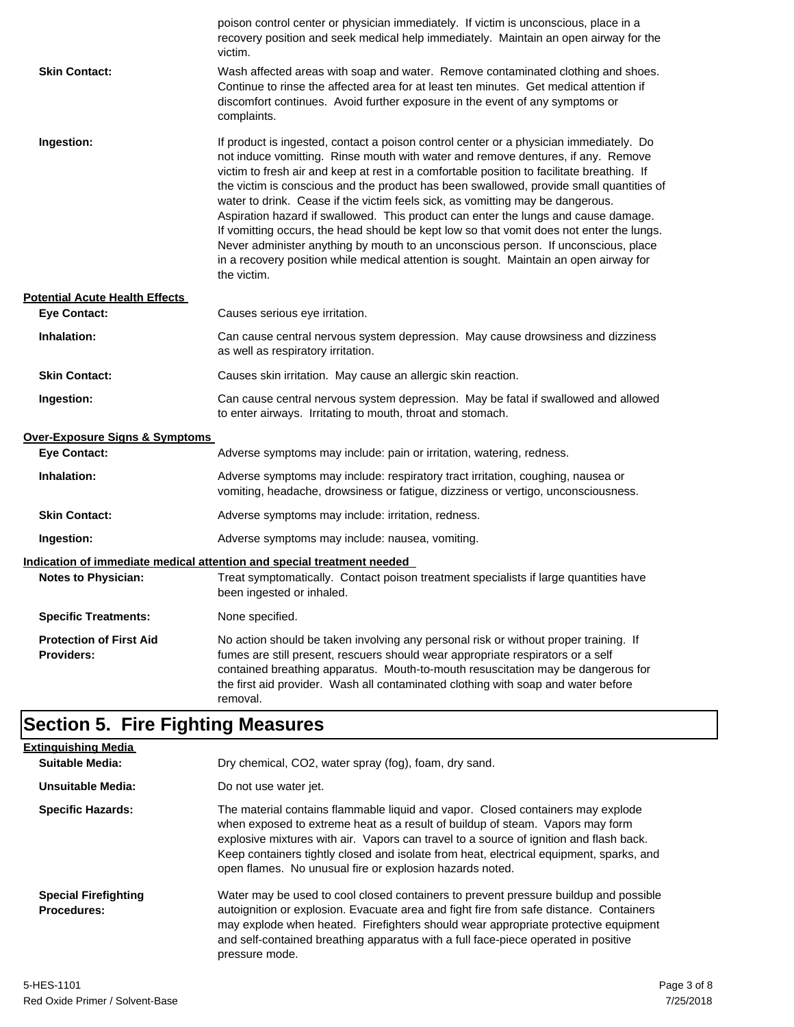poison control center or physician immediately. If victim is unconscious, place in a recovery position and seek medical help immediately. Maintain an open airway for the victim.

**Skin Contact:** Wash affected areas with soap and water. Remove contaminated clothing and shoes. Continue to rinse the affected area for at least ten minutes. Get medical attention if discomfort continues. Avoid further exposure in the event of any symptoms or complaints.

**Ingestion:** If product is ingested, contact a poison control center or a physician immediately. Do not induce vomitting. Rinse mouth with water and remove dentures, if any. Remove victim to fresh air and keep at rest in a comfortable position to facilitate breathing. If the victim is conscious and the product has been swallowed, provide small quantities of water to drink. Cease if the victim feels sick, as vomitting may be dangerous. Aspiration hazard if swallowed. This product can enter the lungs and cause damage. If vomitting occurs, the head should be kept low so that vomit does not enter the lungs. Never administer anything by mouth to an unconscious person. If unconscious, place in a recovery position while medical attention is sought. Maintain an open airway for the victim.

**Potential Acute Health Effects**

**Eye Contact:** Causes serious eye irritation.

**Inhalation:** Can cause central nervous system depression. May cause drowsiness and dizziness as well as respiratory irritation.

**Skin Contact:** Causes skin irritation. May cause an allergic skin reaction.

**Ingestion:** Can cause central nervous system depression. May be fatal if swallowed and allowed to enter airways. Irritating to mouth, throat and stomach.

**Over-Exposure Signs & Symptoms**

**Eye Contact:** Adverse symptoms may include: pain or irritation, watering, redness.

**Inhalation:** Adverse symptoms may include: respiratory tract irritation, coughing, nausea or vomiting, headache, drowsiness or fatigue, dizziness or vertigo, unconsciousness.

**Skin Contact:** Adverse symptoms may include: irritation, redness.

**Ingestion:** Adverse symptoms may include: nausea, vomiting.

**Indication of immediate medical attention and special treatment needed**

**Notes to Physician:** Treat symptomatically. Contact poison treatment specialists if large quantities have been ingested or inhaled.

**Specific Treatments:** None specified.

**Protection of First Aid Providers:** No action should be taken involving any personal risk or without proper training. If fumes are still present, rescuers should wear appropriate respirators or a self contained breathing apparatus. Mouth-to-mouth resuscitation may be dangerous for the first aid provider. Wash all contaminated clothing with soap and water before removal.

# Section 5. Fire Fighting Measures

**Extinguishing Media**

**Suitable Media:** Dry chemical, CO2, water spray (fog), foam, dry sand.

**Unsuitable Media:** Do not use water jet.

**Specific Hazards:** The material contains flammable liquid and vapor. Closed containers may explode when exposed to extreme heat as a result of buildup of steam. Vapors may form explosive mixtures with air. Vapors can travel to a source of ignition and flash back. Keep containers tightly closed and isolate from heat, electrical equipment, sparks, and open flames. No unusual fire or explosion hazards noted.

**Special Firefighting Procedures:** Water may be used to cool closed containers to prevent pressure buildup and possible autoignition or explosion. Evacuate area and fight fire from safe distance. Containers may explode when heated. Firefighters should wear appropriate protective equipment and self-contained breathing apparatus with a full face-piece operated in positive pressure mode.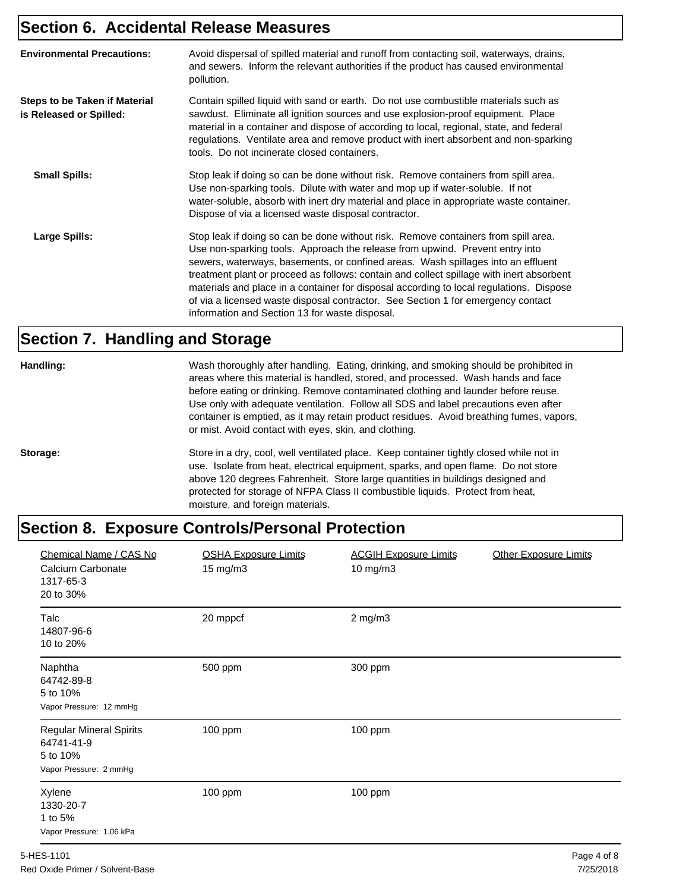## Section 6. Accidental Release Measures

**Environmental Precautions:** Avoid dispersal of spilled material and runoff from contacting soil, waterways, drains, and sewers. Inform the relevant authorities if the product has caused environmental pollution.

**Steps to be Taken if Material is Released or Spilled:** Contain spilled liquid with sand or earth. Do not use combustible materials such as sawdust. Eliminate all ignition sources and use explosion-proof equipment. Place material in a container and dispose of according to local, regional, state, and federal regulations. Ventilate area and remove product with inert absorbent and non-sparking tools. Do not incinerate closed containers.

**Small Spills:** Stop leak if doing so can be done without risk. Remove containers from spill area. Use non-sparking tools. Dilute with water and mop up if water-soluble. If not water-soluble, absorb with inert dry material and place in appropriate waste container. Dispose of via a licensed waste disposal contractor.

**Large Spills:** Stop leak if doing so can be done without risk. Remove containers from spill area. Use non-sparking tools. Approach the release from upwind. Prevent entry into sewers, waterways, basements, or confined areas. Wash spillages into an effluent treatment plant or proceed as follows: contain and collect spillage with inert absorbent materials and place in a container for disposal according to local regulations. Dispose of via a licensed waste disposal contractor. See Section 1 for emergency contact information and Section 13 for waste disposal.

## Section 7. Handling and Storage

**Handling:** Wash thoroughly after handling. Eating, drinking, and smoking should be prohibited in areas where this material is handled, stored, and processed. Wash hands and face before eating or drinking. Remove contaminated clothing and launder before reuse. Use only with adequate ventilation. Follow all SDS and label precautions even after container is emptied, as it may retain product residues. Avoid breathing fumes, vapors, or mist. Avoid contact with eyes, skin, and clothing.

**Storage:** Store in a dry, cool, well ventilated place. Keep container tightly closed while not in use. Isolate from heat, electrical equipment, sparks, and open flame. Do not store above 120 degrees Fahrenheit. Store large quantities in buildings designed and protected for storage of NFPA Class II combustible liquids. Protect from heat, moisture, and foreign materials.

## Section 8. Exposure Controls/Personal Protection

| Chemical Name / CAS No | OSHA Exposure Limits | ACGIH Exposure Limits | Other Exposure Limits |
|---|---|---|---|
| Calcium Carbonate<br>1317-65-3<br>20 to 30% | 15 mg/m3 | 10 mg/m3 | |
| Talc<br>14807-96-6<br>10 to 20% | 20 mppcf | 2 mg/m3 | |
| Naphtha<br>64742-89-8<br>5 to 10%<br>Vapor Pressure: 12 mmHg | 500 ppm | 300 ppm | |
| Regular Mineral Spirits<br>64741-41-9<br>5 to 10%<br>Vapor Pressure: 2 mmHg | 100 ppm | 100 ppm | |
| Xylene<br>1330-20-7<br>1 to 5%<br>Vapor Pressure: 1.06 kPa | 100 ppm | 100 ppm | |

5-HES-1101
Red Oxide Primer / Solvent-Base
7/25/2018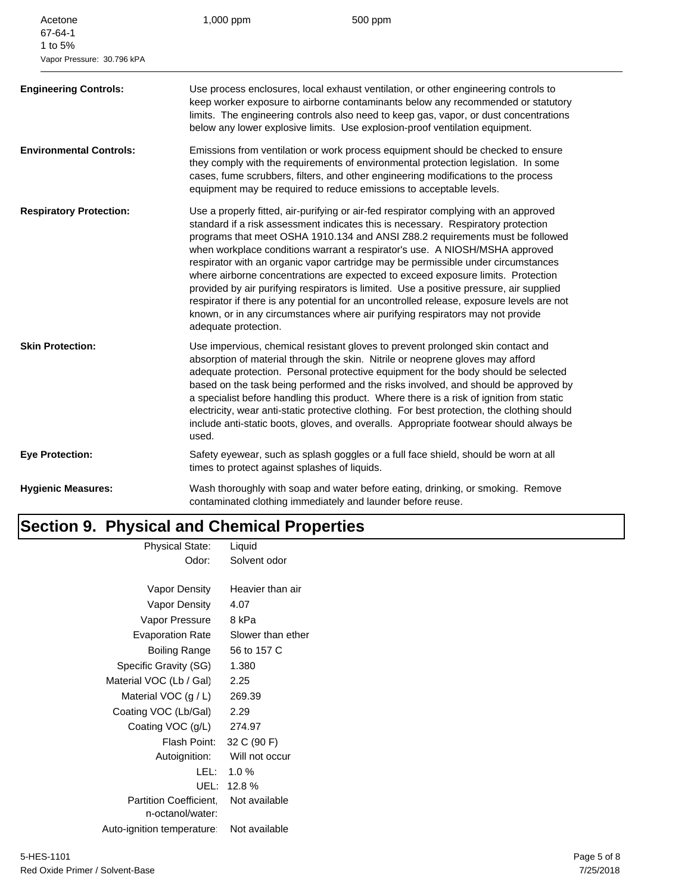| | | |
|---|---|---|
| Acetone<br>67-64-1<br>1 to 5%<br>Vapor Pressure: 30.796 kPA | 1,000 ppm | 500 ppm |

**Engineering Controls:** Use process enclosures, local exhaust ventilation, or other engineering controls to keep worker exposure to airborne contaminants below any recommended or statutory limits. The engineering controls also need to keep gas, vapor, or dust concentrations below any lower explosive limits. Use explosion-proof ventilation equipment.

**Environmental Controls:** Emissions from ventilation or work process equipment should be checked to ensure they comply with the requirements of environmental protection legislation. In some cases, fume scrubbers, filters, and other engineering modifications to the process equipment may be required to reduce emissions to acceptable levels.

**Respiratory Protection:** Use a properly fitted, air-purifying or air-fed respirator complying with an approved standard if a risk assessment indicates this is necessary. Respiratory protection programs that meet OSHA 1910.134 and ANSI Z88.2 requirements must be followed when workplace conditions warrant a respirator's use. A NIOSH/MSHA approved respirator with an organic vapor cartridge may be permissible under circumstances where airborne concentrations are expected to exceed exposure limits. Protection provided by air purifying respirators is limited. Use a positive pressure, air supplied respirator if there is any potential for an uncontrolled release, exposure levels are not known, or in any circumstances where air purifying respirators may not provide adequate protection.

**Skin Protection:** Use impervious, chemical resistant gloves to prevent prolonged skin contact and absorption of material through the skin. Nitrile or neoprene gloves may afford adequate protection. Personal protective equipment for the body should be selected based on the task being performed and the risks involved, and should be approved by a specialist before handling this product. Where there is a risk of ignition from static electricity, wear anti-static protective clothing. For best protection, the clothing should include anti-static boots, gloves, and overalls. Appropriate footwear should always be used.

**Eye Protection:** Safety eyewear, such as splash goggles or a full face shield, should be worn at all times to protect against splashes of liquids.

**Hygienic Measures:** Wash thoroughly with soap and water before eating, drinking, or smoking. Remove contaminated clothing immediately and launder before reuse.

# Section 9. Physical and Chemical Properties

| | |
|---|---|
| Physical State: | Liquid |
| Odor: | Solvent odor |
| Vapor Density | Heavier than air |
| Vapor Density | 4.07 |
| Vapor Pressure | 8 kPa |
| Evaporation Rate | Slower than ether |
| Boiling Range | 56 to 157 C |
| Specific Gravity (SG) | 1.380 |
| Material VOC (Lb / Gal) | 2.25 |
| Material VOC (g / L) | 269.39 |
| Coating VOC (Lb/Gal) | 2.29 |
| Coating VOC (g/L) | 274.97 |
| Flash Point: | 32 C (90 F) |
| Autoignition: | Will not occur |
| LEL: | 1.0 % |
| UEL: | 12.8 % |
| Partition Coefficient, n-octanol/water: | Not available |
| Auto-ignition temperature: | Not available |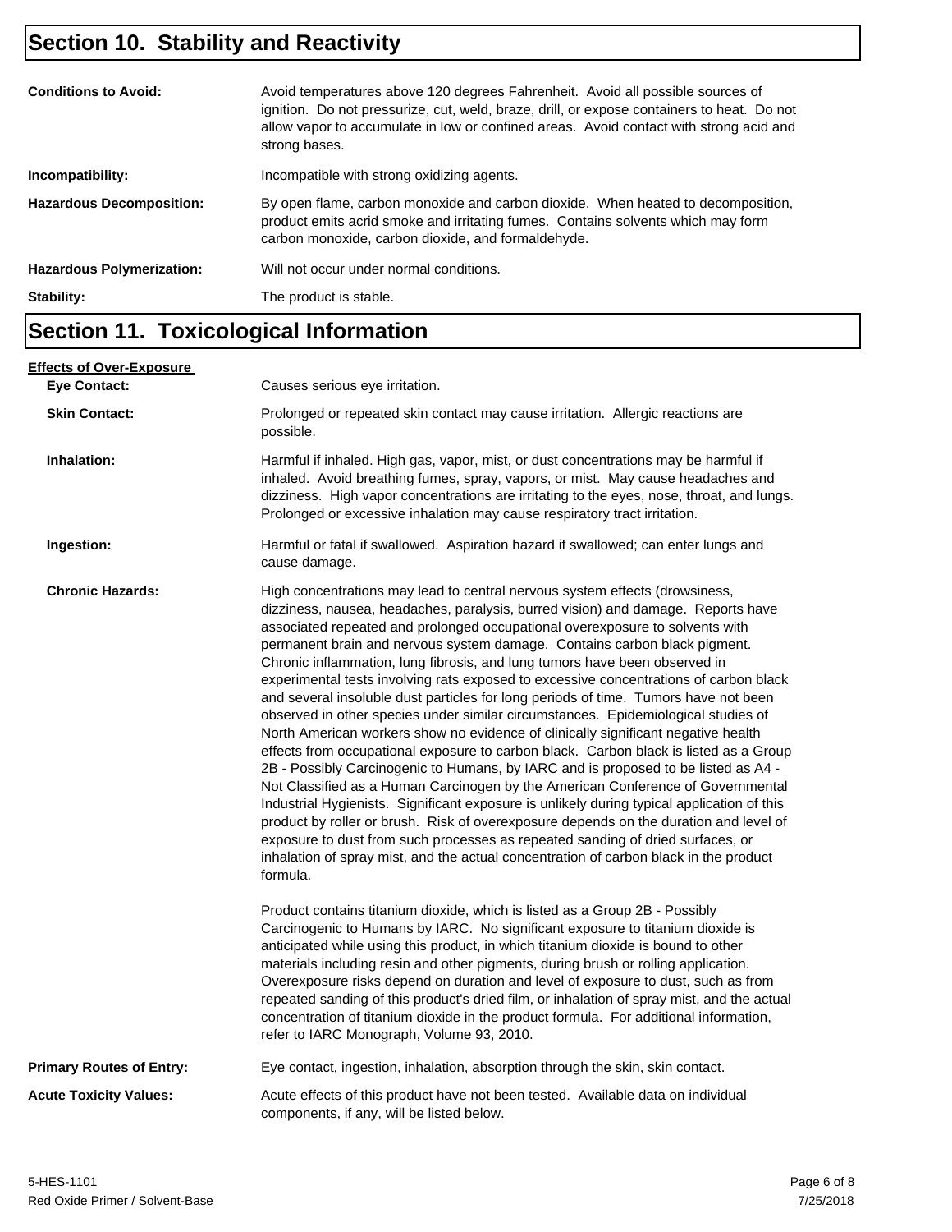## Section 10. Stability and Reactivity

**Conditions to Avoid:** Avoid temperatures above 120 degrees Fahrenheit. Avoid all possible sources of ignition. Do not pressurize, cut, weld, braze, drill, or expose containers to heat. Do not allow vapor to accumulate in low or confined areas. Avoid contact with strong acid and strong bases.

**Incompatibility:** Incompatible with strong oxidizing agents.

**Hazardous Decomposition:** By open flame, carbon monoxide and carbon dioxide. When heated to decomposition, product emits acrid smoke and irritating fumes. Contains solvents which may form carbon monoxide, carbon dioxide, and formaldehyde.

**Hazardous Polymerization:** Will not occur under normal conditions.

**Stability:** The product is stable.

## Section 11. Toxicological Information

**Effects of Over-Exposure**

**Eye Contact:** Causes serious eye irritation.

**Skin Contact:** Prolonged or repeated skin contact may cause irritation. Allergic reactions are possible.

**Inhalation:** Harmful if inhaled. High gas, vapor, mist, or dust concentrations may be harmful if inhaled. Avoid breathing fumes, spray, vapors, or mist. May cause headaches and dizziness. High vapor concentrations are irritating to the eyes, nose, throat, and lungs. Prolonged or excessive inhalation may cause respiratory tract irritation.

**Ingestion:** Harmful or fatal if swallowed. Aspiration hazard if swallowed; can enter lungs and cause damage.

**Chronic Hazards:** High concentrations may lead to central nervous system effects (drowsiness, dizziness, nausea, headaches, paralysis, burred vision) and damage. Reports have associated repeated and prolonged occupational overexposure to solvents with permanent brain and nervous system damage. Contains carbon black pigment. Chronic inflammation, lung fibrosis, and lung tumors have been observed in experimental tests involving rats exposed to excessive concentrations of carbon black and several insoluble dust particles for long periods of time. Tumors have not been observed in other species under similar circumstances. Epidemiological studies of North American workers show no evidence of clinically significant negative health effects from occupational exposure to carbon black. Carbon black is listed as a Group 2B - Possibly Carcinogenic to Humans, by IARC and is proposed to be listed as A4 - Not Classified as a Human Carcinogen by the American Conference of Governmental Industrial Hygienists. Significant exposure is unlikely during typical application of this product by roller or brush. Risk of overexposure depends on the duration and level of exposure to dust from such processes as repeated sanding of dried surfaces, or inhalation of spray mist, and the actual concentration of carbon black in the product formula.

Product contains titanium dioxide, which is listed as a Group 2B - Possibly Carcinogenic to Humans by IARC. No significant exposure to titanium dioxide is anticipated while using this product, in which titanium dioxide is bound to other materials including resin and other pigments, during brush or rolling application. Overexposure risks depend on duration and level of exposure to dust, such as from repeated sanding of this product's dried film, or inhalation of spray mist, and the actual concentration of titanium dioxide in the product formula. For additional information, refer to IARC Monograph, Volume 93, 2010.

**Primary Routes of Entry:** Eye contact, ingestion, inhalation, absorption through the skin, skin contact.

**Acute Toxicity Values:** Acute effects of this product have not been tested. Available data on individual components, if any, will be listed below.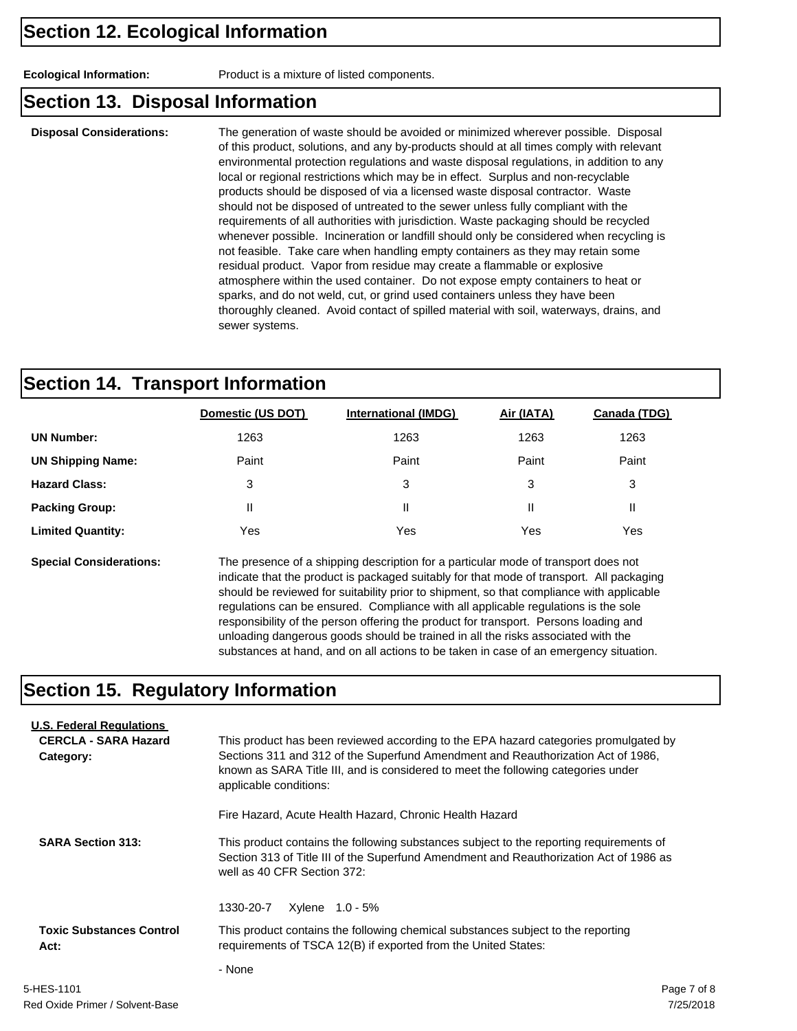## Section 12. Ecological Information

**Ecological Information:** Product is a mixture of listed components.

## Section 13. Disposal Information

**Disposal Considerations:** The generation of waste should be avoided or minimized wherever possible. Disposal of this product, solutions, and any by-products should at all times comply with relevant environmental protection regulations and waste disposal regulations, in addition to any local or regional restrictions which may be in effect. Surplus and non-recyclable products should be disposed of via a licensed waste disposal contractor. Waste should not be disposed of untreated to the sewer unless fully compliant with the requirements of all authorities with jurisdiction. Waste packaging should be recycled whenever possible. Incineration or landfill should only be considered when recycling is not feasible. Take care when handling empty containers as they may retain some residual product. Vapor from residue may create a flammable or explosive atmosphere within the used container. Do not expose empty containers to heat or sparks, and do not weld, cut, or grind used containers unless they have been thoroughly cleaned. Avoid contact of spilled material with soil, waterways, drains, and sewer systems.

## Section 14. Transport Information

| | Domestic (US DOT) | International (IMDG) | Air (IATA) | Canada (TDG) |
|---|---|---|---|---|
| **UN Number:** | 1263 | 1263 | 1263 | 1263 |
| **UN Shipping Name:** | Paint | Paint | Paint | Paint |
| **Hazard Class:** | 3 | 3 | 3 | 3 |
| **Packing Group:** | II | II | II | II |
| **Limited Quantity:** | Yes | Yes | Yes | Yes |

**Special Considerations:** The presence of a shipping description for a particular mode of transport does not indicate that the product is packaged suitably for that mode of transport. All packaging should be reviewed for suitability prior to shipment, so that compliance with applicable regulations can be ensured. Compliance with all applicable regulations is the sole responsibility of the person offering the product for transport. Persons loading and unloading dangerous goods should be trained in all the risks associated with the substances at hand, and on all actions to be taken in case of an emergency situation.

## Section 15. Regulatory Information

**U.S. Federal Regulations**

**CERCLA - SARA Hazard Category:** This product has been reviewed according to the EPA hazard categories promulgated by Sections 311 and 312 of the Superfund Amendment and Reauthorization Act of 1986, known as SARA Title III, and is considered to meet the following categories under applicable conditions:

Fire Hazard, Acute Health Hazard, Chronic Health Hazard

**SARA Section 313:** This product contains the following substances subject to the reporting requirements of Section 313 of Title III of the Superfund Amendment and Reauthorization Act of 1986 as well as 40 CFR Section 372:

1330-20-7 Xylene 1.0 - 5%

**Toxic Substances Control Act:** This product contains the following chemical substances subject to the reporting requirements of TSCA 12(B) if exported from the United States:

- None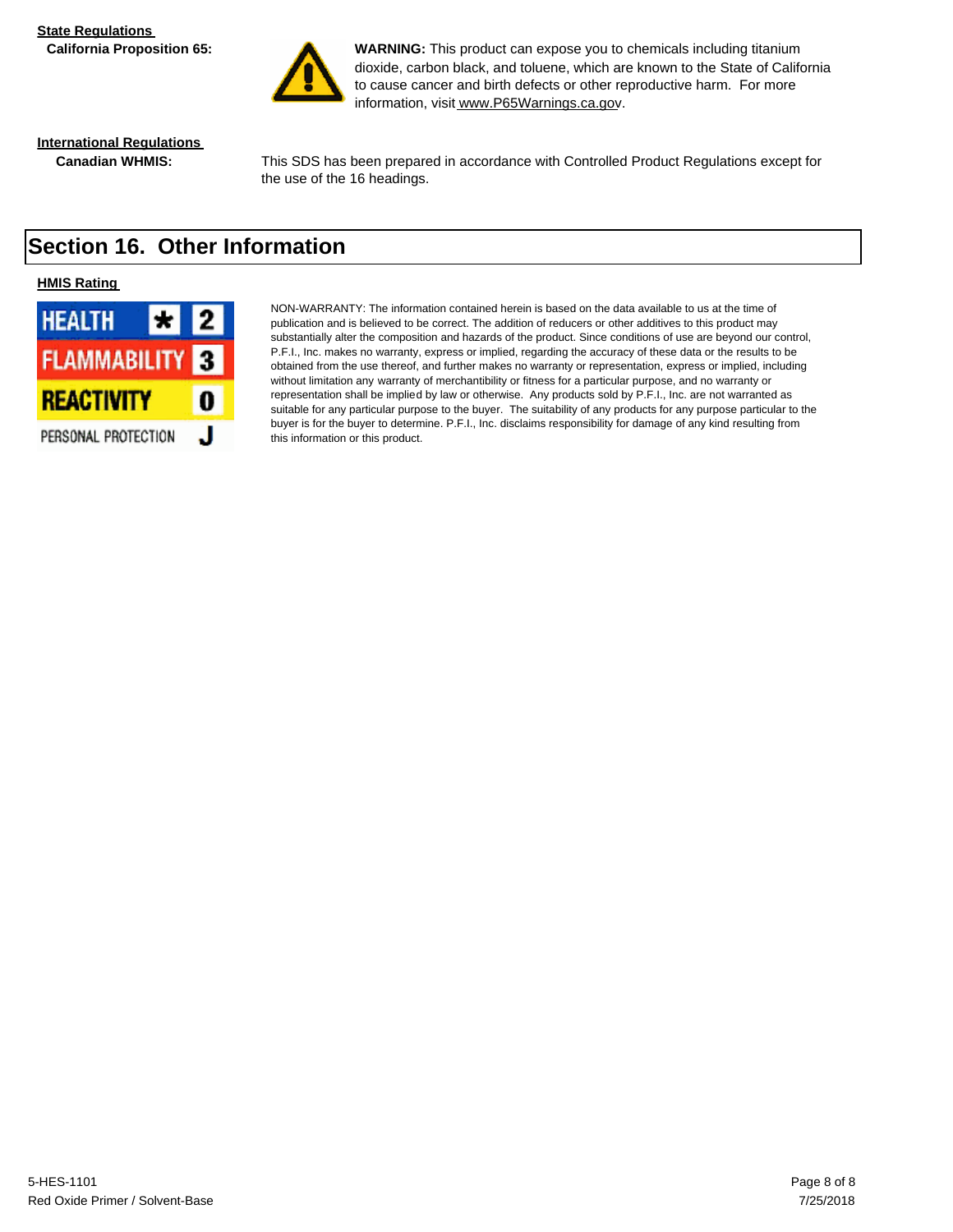**State Regulations**

**California Proposition 65:**

**WARNING:** This product can expose you to chemicals including titanium dioxide, carbon black, and toluene, which are known to the State of California to cause cancer and birth defects or other reproductive harm. For more information, visit www.P65Warnings.ca.gov.

**International Regulations**

**Canadian WHMIS:**

This SDS has been prepared in accordance with Controlled Product Regulations except for the use of the 16 headings.

## Section 16. Other Information

**HMIS Rating**

| | | |
|---|---|---|
| HEALTH | * | 2 |
| FLAMMABILITY | | 3 |
| REACTIVITY | | 0 |
| PERSONAL PROTECTION | | J |

NON-WARRANTY: The information contained herein is based on the data available to us at the time of publication and is believed to be correct. The addition of reducers or other additives to this product may substantially alter the composition and hazards of the product. Since conditions of use are beyond our control, P.F.I., Inc. makes no warranty, express or implied, regarding the accuracy of these data or the results to be obtained from the use thereof, and further makes no warranty or representation, express or implied, including without limitation any warranty of merchantability or fitness for a particular purpose, and no warranty or representation shall be implied by law or otherwise. Any products sold by P.F.I., Inc. are not warranted as suitable for any particular purpose to the buyer. The suitability of any products for any purpose particular to the buyer is for the buyer to determine. P.F.I., Inc. disclaims responsibility for damage of any kind resulting from this information or this product.

5-HES-1101
Red Oxide Primer / Solvent-Base

7/25/2018